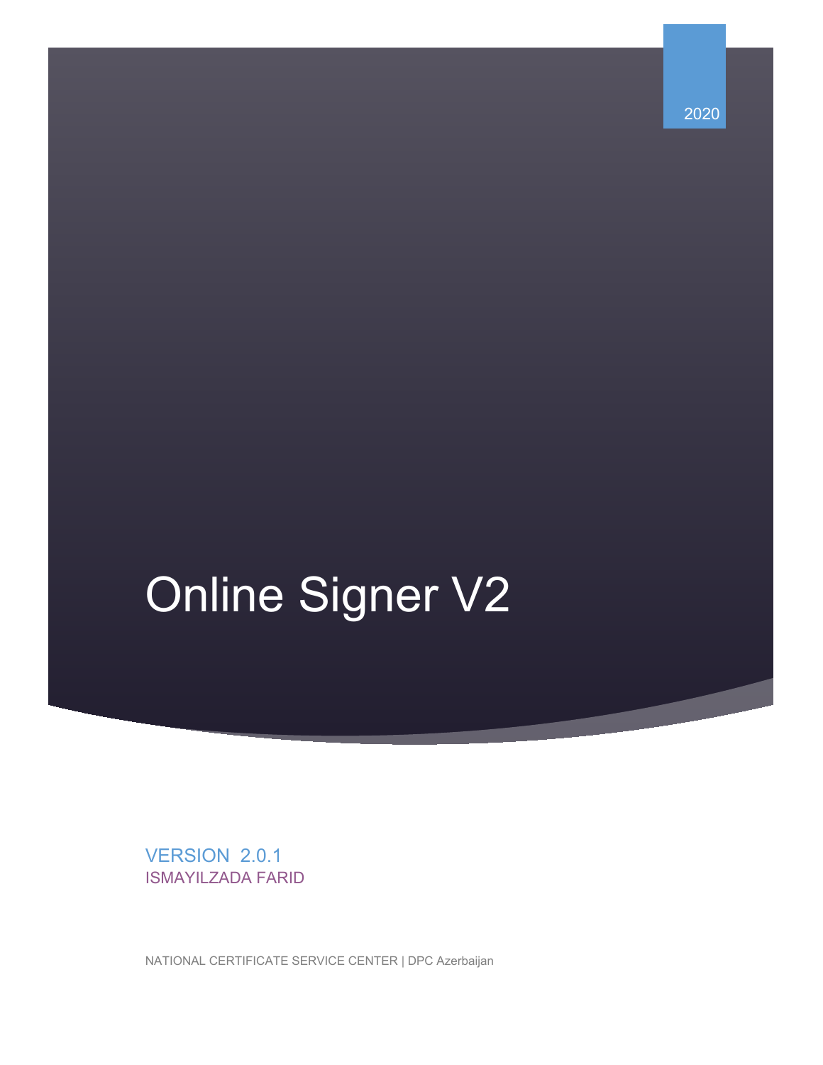2020

# Online Signer V2

VERSION 2.0.1

ISMAYILZADA FARID

NATIONAL CERTIFICATE SERVICE CENTER | DPC Azerbaijan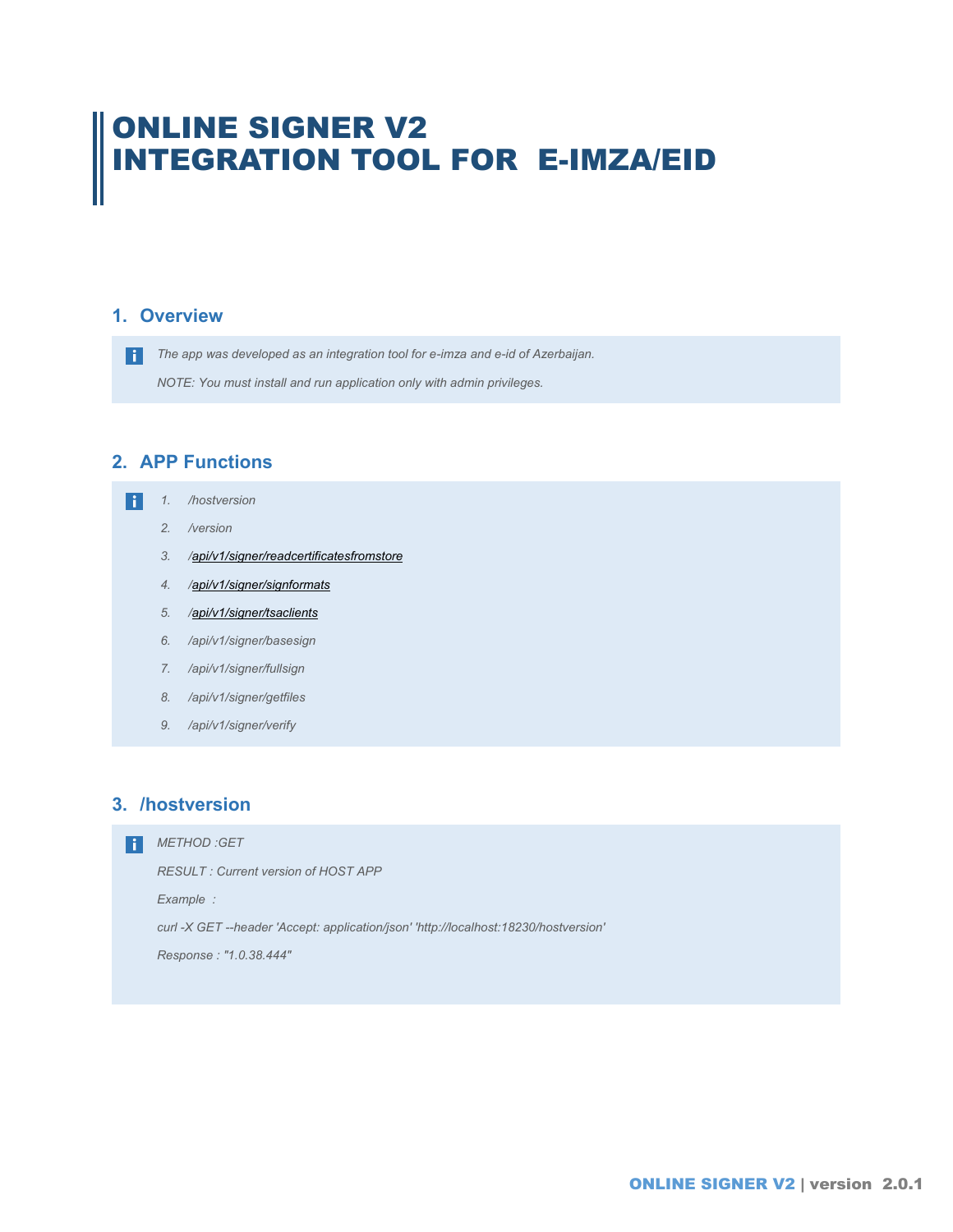# ONLINE SIGNER V2
# INTEGRATION TOOL FOR E-IMZA/EID

## 1. Overview

*The app was developed as an integration tool for e-imza and e-id of Azerbaijan.*

*NOTE: You must install and run application only with admin privileges.*

## 2. APP Functions

1. */hostversion*
2. */version*
3. */api/v1/signer/readcertificatesfromstore*
4. */api/v1/signer/signformats*
5. */api/v1/signer/tsaclients*
6. */api/v1/signer/basesign*
7. */api/v1/signer/fullsign*
8. */api/v1/signer/getfiles*
9. */api/v1/signer/verify*

## 3. /hostversion

*METHOD :GET*

*RESULT : Current version of HOST APP*

*Example :*

```
curl -X GET --header 'Accept: application/json' 'http://localhost:18230/hostversion'
```

*Response : "1.0.38.444"*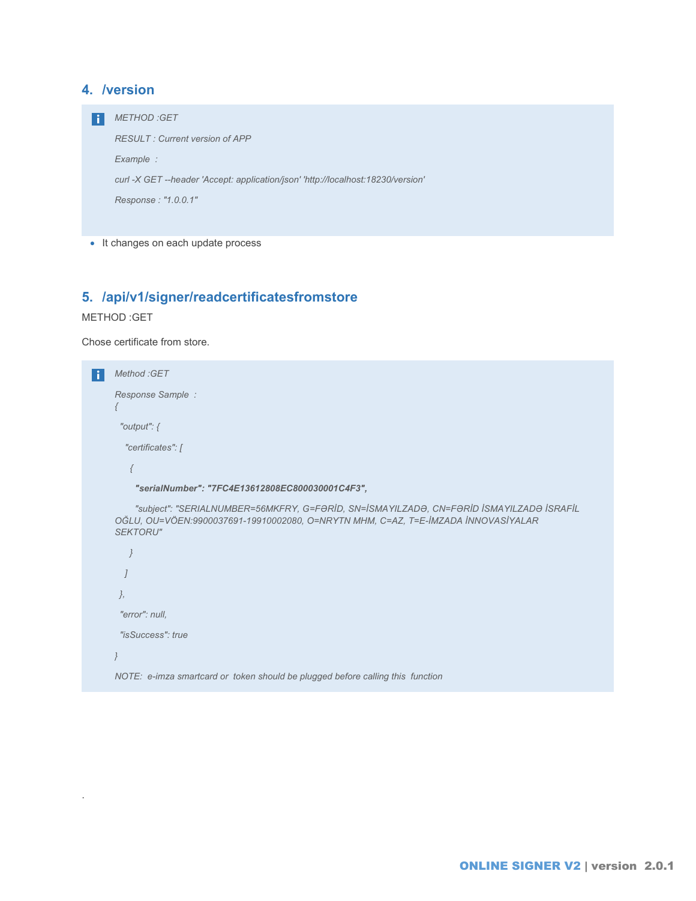## 4. /version

> *METHOD :GET*
>
> *RESULT : Current version of APP*
>
> *Example :*
>
> *curl -X GET --header 'Accept: application/json' 'http://localhost:18230/version'*
>
> *Response : "1.0.0.1"*

- It changes on each update process

## 5. /api/v1/signer/readcertificatesfromstore

METHOD :GET

Chose certificate from store.

> *Method :GET*
>
> *Response Sample :*

```
{
  "output": {
    "certificates": [
      {
        "serialNumber": "7FC4E13612808EC800030001C4F3",
        "subject": "SERIALNUMBER=56MKFRY, G=FƏRİD, SN=İSMAYILZADƏ, CN=FƏRİD İSMAYILZADƏ İSRAFİL OĞLU, OU=VÖEN:9900037691-19910002080, O=NRYTN MHM, C=AZ, T=E-İMZADA İNNOVASİYALAR SEKTORU"
      }
    ]
  },
  "error": null,
  "isSuccess": true
}
```

> *NOTE: e-imza smartcard or token should be plugged before calling this function*

.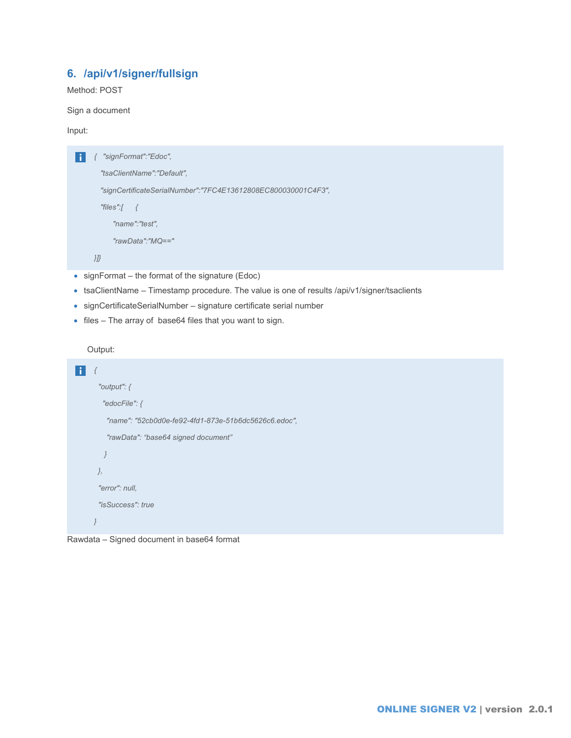## 6. /api/v1/signer/fullsign

Method: POST

Sign a document

Input:

```
{  "signFormat":"Edoc",
   "tsaClientName":"Default",
   "signCertificateSerialNumber":"7FC4E13612808EC800030001C4F3",
   "files":[    {
         "name":"test",
         "rawData":"MQ=="
}]}
```

- signFormat – the format of the signature (Edoc)
- tsaClientName – Timestamp procedure. The value is one of results /api/v1/signer/tsaclients
- signCertificateSerialNumber – signature certificate serial number
- files – The array of base64 files that you want to sign.

Output:

```
{
  "output": {
    "edocFile": {
      "name": "52cb0d0e-fe92-4fd1-873e-51b6dc5626c6.edoc",
      "rawData": "base64 signed document"
    }
  },
  "error": null,
  "isSuccess": true
}
```

Rawdata – Signed document in base64 format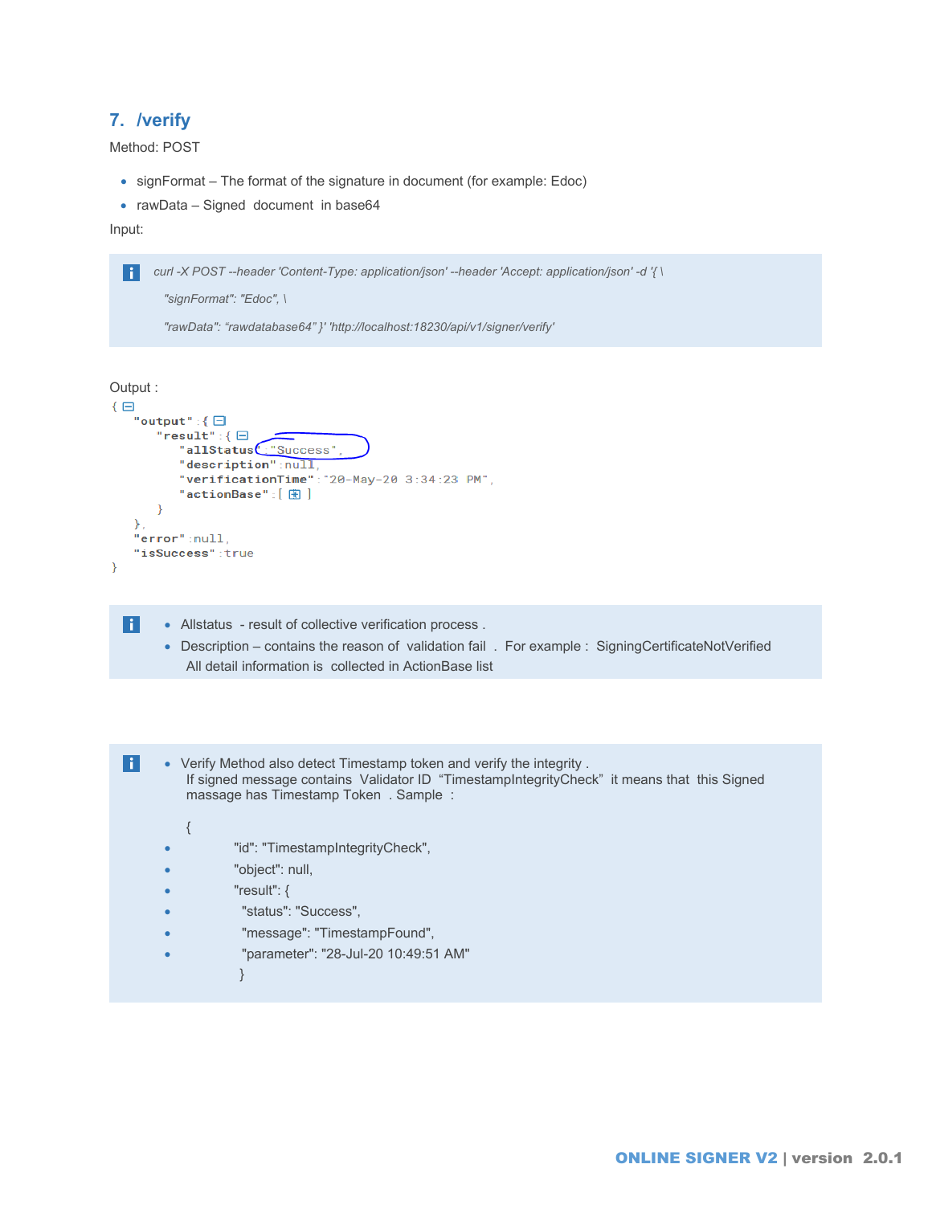## 7. /verify

Method: POST

- signFormat – The format of the signature in document (for example: Edoc)
- rawData – Signed document in base64

Input:

```
curl -X POST --header 'Content-Type: application/json' --header 'Accept: application/json' -d '{ \
  "signFormat": "Edoc", \
  "rawData": "rawdatabase64" }' 'http://localhost:18230/api/v1/signer/verify'
```

Output :

```
{
   "output" : {
      "result" : {
         "allStatus" : "Success",
         "description" : null,
         "verificationTime" : "20-May-20 3:34:23 PM",
         "actionBase" : [ ]
      }
   },
   "error" : null,
   "isSuccess" : true
}
```

- Allstatus - result of collective verification process .
- Description – contains the reason of validation fail . For example : SigningCertificateNotVerified
  All detail information is collected in ActionBase list

- Verify Method also detect Timestamp token and verify the integrity .
  If signed message contains Validator ID "TimestampIntegrityCheck" it means that this Signed massage has Timestamp Token . Sample :

```
{
    "id": "TimestampIntegrityCheck",
    "object": null,
    "result": {
      "status": "Success",
      "message": "TimestampFound",
      "parameter": "28-Jul-20 10:49:51 AM"
    }
```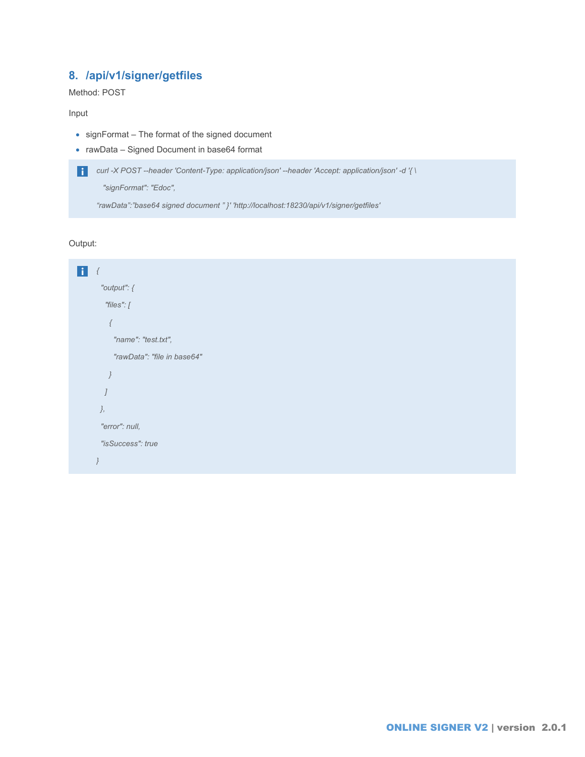## 8. /api/v1/signer/getfiles

Method: POST

Input

- signFormat – The format of the signed document
- rawData – Signed Document in base64 format

```
curl -X POST --header 'Content-Type: application/json' --header 'Accept: application/json' -d '{ \
  "signFormat": "Edoc",
"rawData":"base64 signed document " }' 'http://localhost:18230/api/v1/signer/getfiles'
```

Output:

```
{
  "output": {
    "files": [
      {
        "name": "test.txt",
        "rawData": "file in base64"
      }
    ]
  },
  "error": null,
  "isSuccess": true
}
```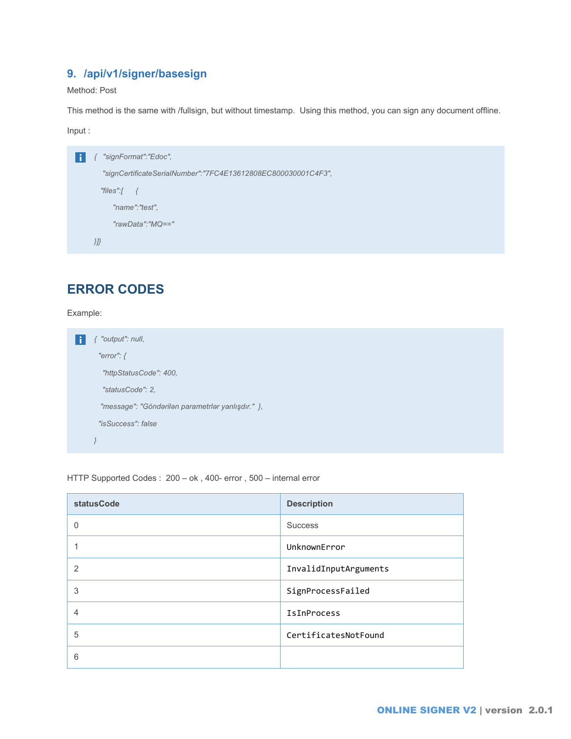## 9. /api/v1/signer/basesign

Method: Post

This method is the same with /fullsign, but without timestamp. Using this method, you can sign any document offline.

Input :

```
{ "signFormat":"Edoc",
  "signCertificateSerialNumber":"7FC4E13612808EC800030001C4F3",
  "files":[   {
      "name":"test",
      "rawData":"MQ=="
}]}
```

# ERROR CODES

Example:

```
{ "output": null,
  "error": {
    "httpStatusCode": 400,
    "statusCode": 2,
   "message": "Göndərilən parametrlər yanlışdır." },
  "isSuccess": false
}
```

HTTP Supported Codes : 200 – ok , 400- error , 500 – internal error

| statusCode | Description |
|---|---|
| 0 | Success |
| 1 | UnknownError |
| 2 | InvalidInputArguments |
| 3 | SignProcessFailed |
| 4 | IsInProcess |
| 5 | CertificatesNotFound |
| 6 | |